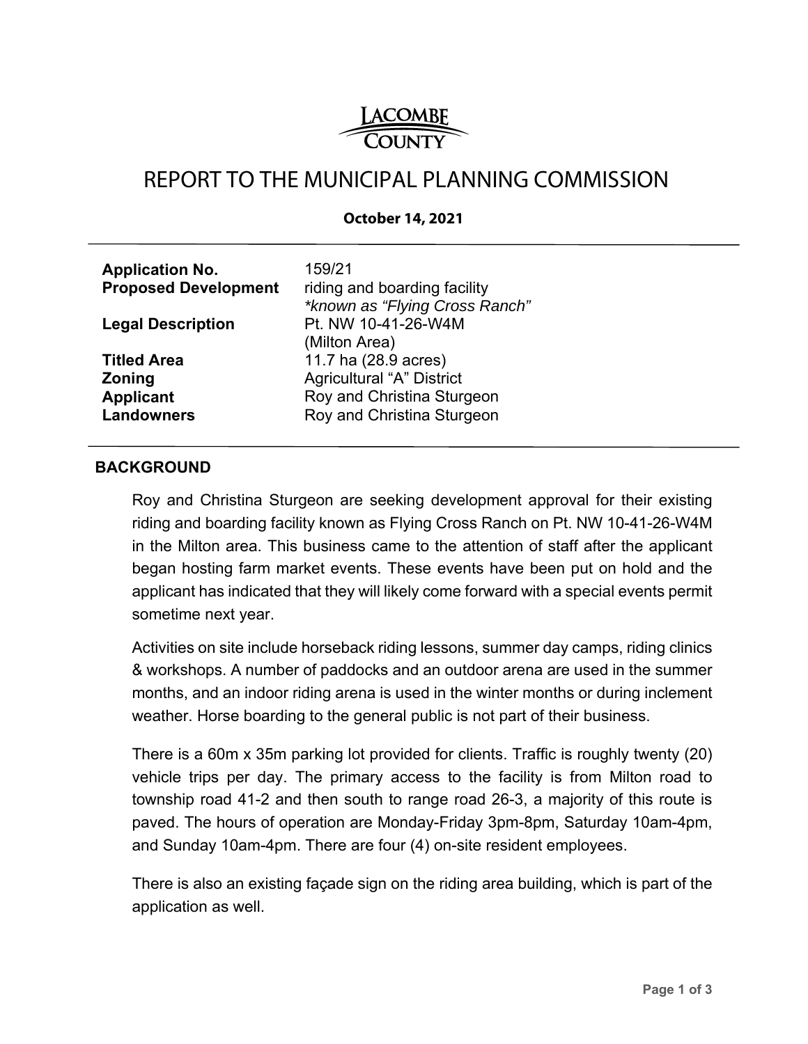LACOMBE COUNTY

# REPORT TO THE MUNICIPAL PLANNING COMMISSION

**October 14, 2021**

| | |
|---|---|
| **Application No.** | 159/21 |
| **Proposed Development** | riding and boarding facility *\*known as "Flying Cross Ranch"* |
| **Legal Description** | Pt. NW 10-41-26-W4M (Milton Area) |
| **Titled Area** | 11.7 ha (28.9 acres) |
| **Zoning** | Agricultural "A" District |
| **Applicant** | Roy and Christina Sturgeon |
| **Landowners** | Roy and Christina Sturgeon |

## BACKGROUND

Roy and Christina Sturgeon are seeking development approval for their existing riding and boarding facility known as Flying Cross Ranch on Pt. NW 10-41-26-W4M in the Milton area. This business came to the attention of staff after the applicant began hosting farm market events. These events have been put on hold and the applicant has indicated that they will likely come forward with a special events permit sometime next year.

Activities on site include horseback riding lessons, summer day camps, riding clinics & workshops. A number of paddocks and an outdoor arena are used in the summer months, and an indoor riding arena is used in the winter months or during inclement weather. Horse boarding to the general public is not part of their business.

There is a 60m x 35m parking lot provided for clients. Traffic is roughly twenty (20) vehicle trips per day. The primary access to the facility is from Milton road to township road 41-2 and then south to range road 26-3, a majority of this route is paved. The hours of operation are Monday-Friday 3pm-8pm, Saturday 10am-4pm, and Sunday 10am-4pm. There are four (4) on-site resident employees.

There is also an existing façade sign on the riding area building, which is part of the application as well.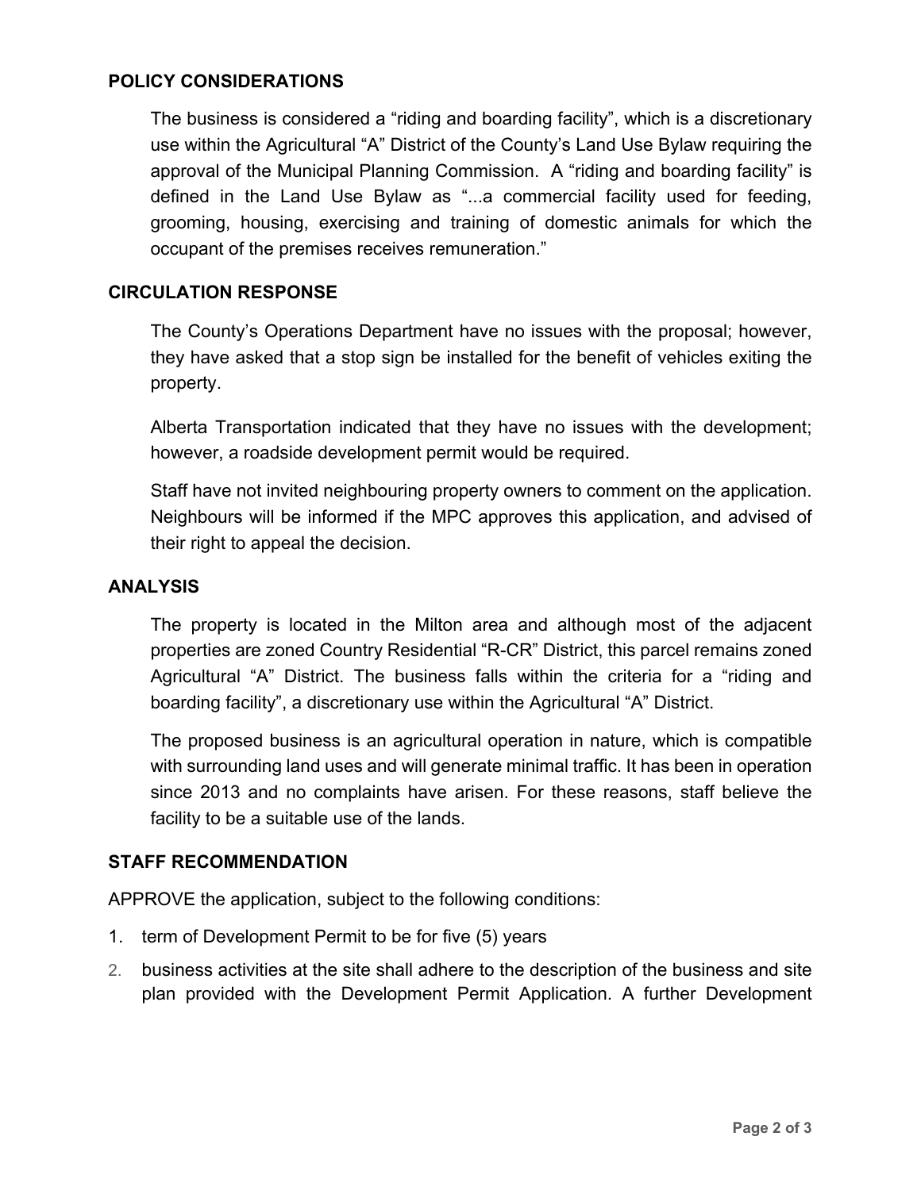## POLICY CONSIDERATIONS

The business is considered a "riding and boarding facility", which is a discretionary use within the Agricultural "A" District of the County's Land Use Bylaw requiring the approval of the Municipal Planning Commission. A "riding and boarding facility" is defined in the Land Use Bylaw as "...a commercial facility used for feeding, grooming, housing, exercising and training of domestic animals for which the occupant of the premises receives remuneration."

## CIRCULATION RESPONSE

The County's Operations Department have no issues with the proposal; however, they have asked that a stop sign be installed for the benefit of vehicles exiting the property.

Alberta Transportation indicated that they have no issues with the development; however, a roadside development permit would be required.

Staff have not invited neighbouring property owners to comment on the application. Neighbours will be informed if the MPC approves this application, and advised of their right to appeal the decision.

## ANALYSIS

The property is located in the Milton area and although most of the adjacent properties are zoned Country Residential "R-CR" District, this parcel remains zoned Agricultural "A" District. The business falls within the criteria for a "riding and boarding facility", a discretionary use within the Agricultural "A" District.

The proposed business is an agricultural operation in nature, which is compatible with surrounding land uses and will generate minimal traffic. It has been in operation since 2013 and no complaints have arisen. For these reasons, staff believe the facility to be a suitable use of the lands.

## STAFF RECOMMENDATION

APPROVE the application, subject to the following conditions:

1. term of Development Permit to be for five (5) years
2. business activities at the site shall adhere to the description of the business and site plan provided with the Development Permit Application. A further Development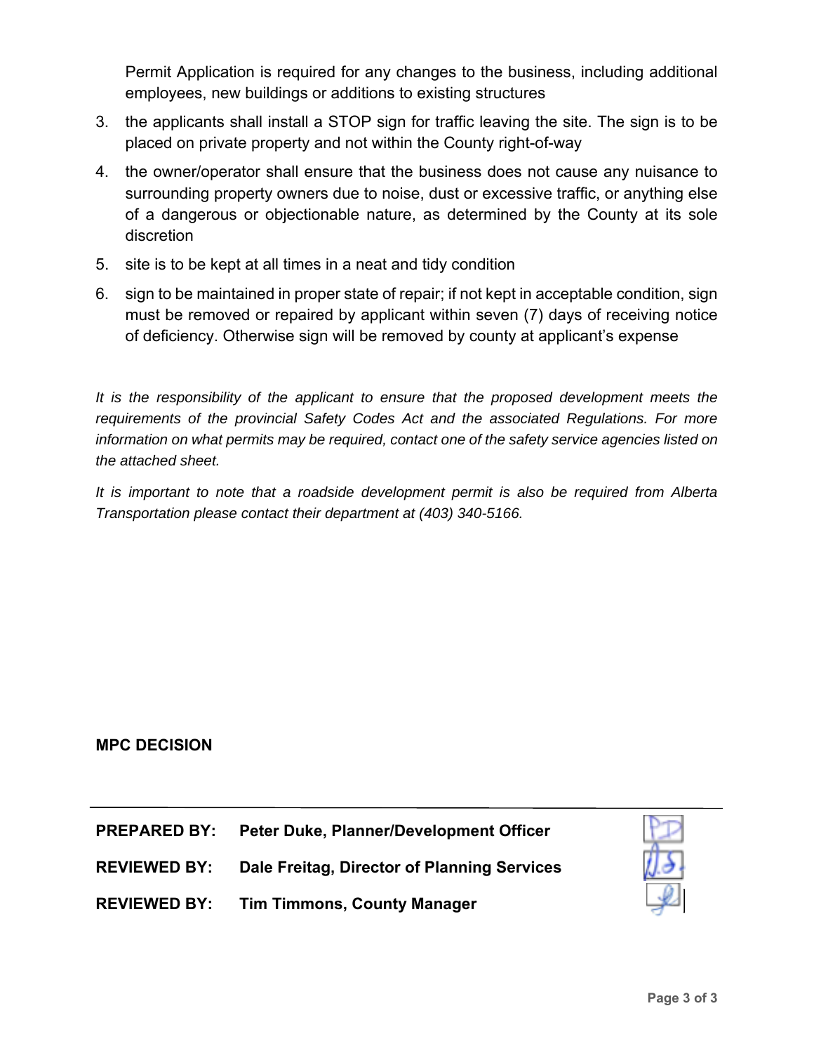Permit Application is required for any changes to the business, including additional employees, new buildings or additions to existing structures

3. the applicants shall install a STOP sign for traffic leaving the site. The sign is to be placed on private property and not within the County right-of-way
4. the owner/operator shall ensure that the business does not cause any nuisance to surrounding property owners due to noise, dust or excessive traffic, or anything else of a dangerous or objectionable nature, as determined by the County at its sole discretion
5. site is to be kept at all times in a neat and tidy condition
6. sign to be maintained in proper state of repair; if not kept in acceptable condition, sign must be removed or repaired by applicant within seven (7) days of receiving notice of deficiency. Otherwise sign will be removed by county at applicant's expense

*It is the responsibility of the applicant to ensure that the proposed development meets the requirements of the provincial Safety Codes Act and the associated Regulations. For more information on what permits may be required, contact one of the safety service agencies listed on the attached sheet.*

*It is important to note that a roadside development permit is also be required from Alberta Transportation please contact their department at (403) 340-5166.*

**MPC DECISION**

---

**PREPARED BY:** **Peter Duke, Planner/Development Officer**

**REVIEWED BY:** **Dale Freitag, Director of Planning Services**

**REVIEWED BY:** **Tim Timmons, County Manager**